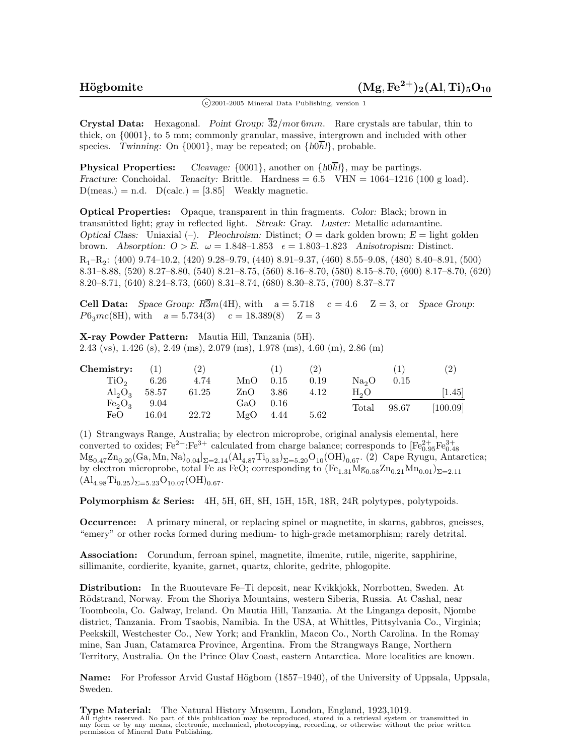# Högbomite $(Mg, Fe^{2+})_2(Al, Ti)_5O_{10}$

©2001-2005 Mineral Data Publishing, version 1

**Crystal Data:** Hexagonal. *Point Group:* $\overline{3}2/m$ or $6mm$. Rare crystals are tabular, thin to thick, on {0001}, to 5 mm; commonly granular, massive, intergrown and included with other species. *Twinning:* On {0001}, may be repeated; on $\{h0\overline{h}l\}$, probable.

**Physical Properties:** *Cleavage:* {0001}, another on $\{h0\overline{h}l\}$, may be partings. *Fracture:* Conchoidal. *Tenacity:* Brittle. Hardness = 6.5 VHN = 1064–1216 (100 g load). D(meas.) = n.d. D(calc.) = [3.85] Weakly magnetic.

**Optical Properties:** Opaque, transparent in thin fragments. *Color:* Black; brown in transmitted light; gray in reflected light. *Streak:* Gray. *Luster:* Metallic adamantine. *Optical Class:* Uniaxial (–). *Pleochroism:* Distinct; O = dark golden brown; E = light golden brown. *Absorption:* O > E. ω = 1.848–1.853 ϵ = 1.803–1.823 *Anisotropism:* Distinct.
$R_1$–$R_2$: (400) 9.74–10.2, (420) 9.28–9.79, (440) 8.91–9.37, (460) 8.55–9.08, (480) 8.40–8.91, (500) 8.31–8.88, (520) 8.27–8.80, (540) 8.21–8.75, (560) 8.16–8.70, (580) 8.15–8.70, (600) 8.17–8.70, (620) 8.20–8.71, (640) 8.24–8.73, (660) 8.31–8.74, (680) 8.30–8.75, (700) 8.37–8.77

**Cell Data:** *Space Group:* $R\overline{3}m$(4H), with a = 5.718 c = 4.6 Z = 3, or *Space Group:* $P6_3mc$(8H), with a = 5.734(3) c = 18.389(8) Z = 3

**X-ray Powder Pattern:** Mautia Hill, Tanzania (5H).
2.43 (vs), 1.426 (s), 2.49 (ms), 2.079 (ms), 1.978 (ms), 4.60 (m), 2.86 (m)

| Chemistry: | (1) | (2) | | (1) | (2) | | (1) | (2) |
|---|---|---|---|---|---|---|---|---|
| $TiO_2$ | 6.26 | 4.74 | MnO | 0.15 | 0.19 | $Na_2O$ | 0.15 | |
| $Al_2O_3$ | 58.57 | 61.25 | ZnO | 3.86 | 4.12 | $H_2O$ | | [1.45] |
| $Fe_2O_3$ | 9.04 | | GaO | 0.16 | | Total | 98.67 | [100.09] |
| FeO | 16.04 | 22.72 | MgO | 4.44 | 5.62 | | | |

(1) Strangways Range, Australia; by electron microprobe, original analysis elemental, here converted to oxides; $Fe^{2+}$:$Fe^{3+}$ calculated from charge balance; corresponds to $[Fe^{2+}_{0.95}Fe^{3+}_{0.48}Mg_{0.47}Zn_{0.20}(Ga, Mn, Na)_{0.04}]_{\Sigma=2.14}(Al_{4.87}Ti_{0.33})_{\Sigma=5.20}O_{10}(OH)_{0.67}$. (2) Cape Ryugu, Antarctica; by electron microprobe, total Fe as FeO; corresponding to $(Fe_{1.31}Mg_{0.58}Zn_{0.21}Mn_{0.01})_{\Sigma=2.11}(Al_{4.98}Ti_{0.25})_{\Sigma=5.23}O_{10.07}(OH)_{0.67}$.

**Polymorphism & Series:** 4H, 5H, 6H, 8H, 15H, 15R, 18R, 24R polytypes, polytypoids.

**Occurrence:** A primary mineral, or replacing spinel or magnetite, in skarns, gabbros, gneisses, "emery" or other rocks formed during medium- to high-grade metamorphism; rarely detrital.

**Association:** Corundum, ferroan spinel, magnetite, ilmenite, rutile, nigerite, sapphirine, sillimanite, cordierite, kyanite, garnet, quartz, chlorite, gedrite, phlogopite.

**Distribution:** In the Ruoutevare Fe–Ti deposit, near Kvikkjokk, Norrbotten, Sweden. At Rödstrand, Norway. From the Shoriya Mountains, western Siberia, Russia. At Cashal, near Toombeola, Co. Galway, Ireland. On Mautia Hill, Tanzania. At the Linganga deposit, Njombe district, Tanzania. From Tsaobis, Namibia. In the USA, at Whittles, Pittsylvania Co., Virginia; Peekskill, Westchester Co., New York; and Franklin, Macon Co., North Carolina. In the Romay mine, San Juan, Catamarca Province, Argentina. From the Strangways Range, Northern Territory, Australia. On the Prince Olav Coast, eastern Antarctica. More localities are known.

**Name:** For Professor Arvid Gustaf Högbom (1857–1940), of the University of Uppsala, Uppsala, Sweden.

**Type Material:** The Natural History Museum, London, England, 1923,1019.

All rights reserved. No part of this publication may be reproduced, stored in a retrieval system or transmitted in any form or by any means, electronic, mechanical, photocopying, recording, or otherwise without the prior written permission of Mineral Data Publishing.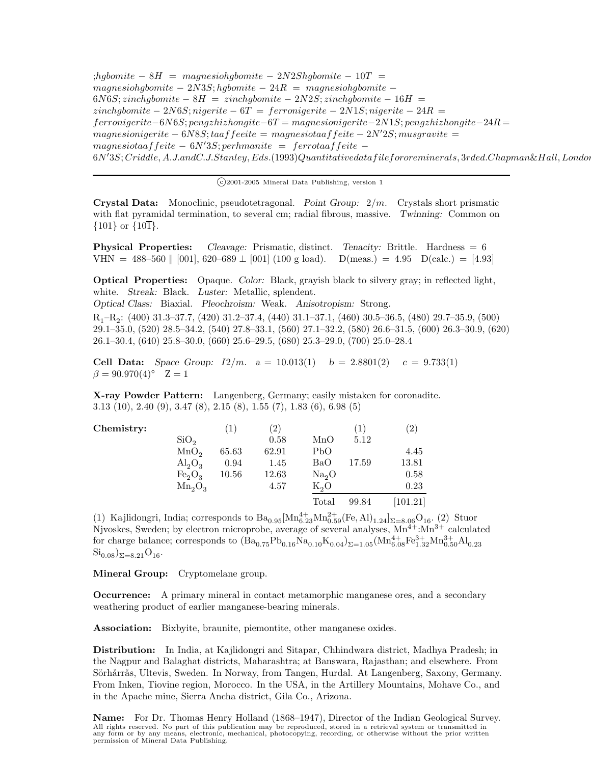;hgbomite − 8H = magnesiohgbomite − 2N2Shgbomite − 10T = magnesiohgbomite − 2N3S;hgbomite − 24R = magnesiohgbomite − 6N6S;zinchgbomite − 8H = zinchgbomite − 2N2S;zinchgbomite − 16H = zinchgbomite − 2N6S;nigerite − 6T = ferronigerite − 2N1S;nigerite − 24R = ferronigerite−6N6S;pengzhizhongite−6T = magnesionigerite−2N1S;pengzhizhongite−24R = magnesionigerite − 6N8S;taaffeeite = magnesiotaaffeite − 2N′2S;musgravite = magnesiotaaffeite − 6N′3S;perhmanite = ferrotaaffeite − 6N′3S;Criddle, A.J.andC.J.Stanley, Eds.(1993)Quantitativedatafilefororeminerals, 3rded.Chapman&Hall, London

©2001-2005 Mineral Data Publishing, version 1

**Crystal Data:** Monoclinic, pseudotetragonal. *Point Group:* $2/m$. Crystals short prismatic with flat pyramidal termination, to several cm; radial fibrous, massive. *Twinning:* Common on {101} or {10$\overline{1}$}.

**Physical Properties:** *Cleavage:* Prismatic, distinct. *Tenacity:* Brittle. Hardness = 6 VHN = 488–560 ∥ [001], 620–689 ⊥ [001] (100 g load). D(meas.) = 4.95 D(calc.) = [4.93]

**Optical Properties:** Opaque. *Color:* Black, grayish black to silvery gray; in reflected light, white. *Streak:* Black. *Luster:* Metallic, splendent.
*Optical Class:* Biaxial. *Pleochroism:* Weak. *Anisotropism:* Strong.
$R_1$–$R_2$: (400) 31.3–37.7, (420) 31.2–37.4, (440) 31.1–37.1, (460) 30.5–36.5, (480) 29.7–35.9, (500) 29.1–35.0, (520) 28.5–34.2, (540) 27.8–33.1, (560) 27.1–32.2, (580) 26.6–31.5, (600) 26.3–30.9, (620) 26.1–30.4, (640) 25.8–30.0, (660) 25.6–29.5, (680) 25.3–29.0, (700) 25.0–28.4

**Cell Data:** *Space Group:* $I2/m$. a = 10.013(1) b = 2.8801(2) c = 9.733(1) β = 90.970(4)° Z = 1

**X-ray Powder Pattern:** Langenberg, Germany; easily mistaken for coronadite.
3.13 (10), 2.40 (9), 3.47 (8), 2.15 (8), 1.55 (7), 1.83 (6), 6.98 (5)

**Chemistry:**

| | (1) | (2) | | (1) | (2) |
|---|---|---|---|---|---|
| $SiO_2$ | | 0.58 | MnO | 5.12 | |
| $MnO_2$ | 65.63 | 62.91 | PbO | | 4.45 |
| $Al_2O_3$ | 0.94 | 1.45 | BaO | 17.59 | 13.81 |
| $Fe_2O_3$ | 10.56 | 12.63 | $Na_2O$ | | 0.58 |
| $Mn_2O_3$ | | 4.57 | $K_2O$ | | 0.23 |
| | | | Total | 99.84 | [101.21] |

(1) Kajlidongri, India; corresponds to $Ba_{0.95}[Mn^{4+}_{6.23}Mn^{2+}_{0.59}(Fe,Al)_{1.24}]_{\Sigma=8.06}O_{16}$. (2) Stuor Njvoskes, Sweden; by electron microprobe, average of several analyses, $Mn^{4+}$:$Mn^{3+}$ calculated for charge balance; corresponds to $(Ba_{0.75}Pb_{0.16}Na_{0.10}K_{0.04})_{\Sigma=1.05}(Mn^{4+}_{6.08}Fe^{3+}_{1.32}Mn^{3+}_{0.50}Al_{0.23}Si_{0.08})_{\Sigma=8.21}O_{16}$.

**Mineral Group:** Cryptomelane group.

**Occurrence:** A primary mineral in contact metamorphic manganese ores, and a secondary weathering product of earlier manganese-bearing minerals.

**Association:** Bixbyite, braunite, piemontite, other manganese oxides.

**Distribution:** In India, at Kajlidongri and Sitapar, Chhindwara district, Madhya Pradesh; in the Nagpur and Balaghat districts, Maharashtra; at Banswara, Rajasthan; and elsewhere. From Sörhårrås, Ultevis, Sweden. In Norway, from Tangen, Hurdal. At Langenberg, Saxony, Germany. From Inken, Tiovine region, Morocco. In the USA, in the Artillery Mountains, Mohave Co., and in the Apache mine, Sierra Ancha district, Gila Co., Arizona.

**Name:** For Dr. Thomas Henry Holland (1868–1947), Director of the Indian Geological Survey.

All rights reserved. No part of this publication may be reproduced, stored in a retrieval system or transmitted in any form or by any means, electronic, mechanical, photocopying, recording, or otherwise without the prior written permission of Mineral Data Publishing.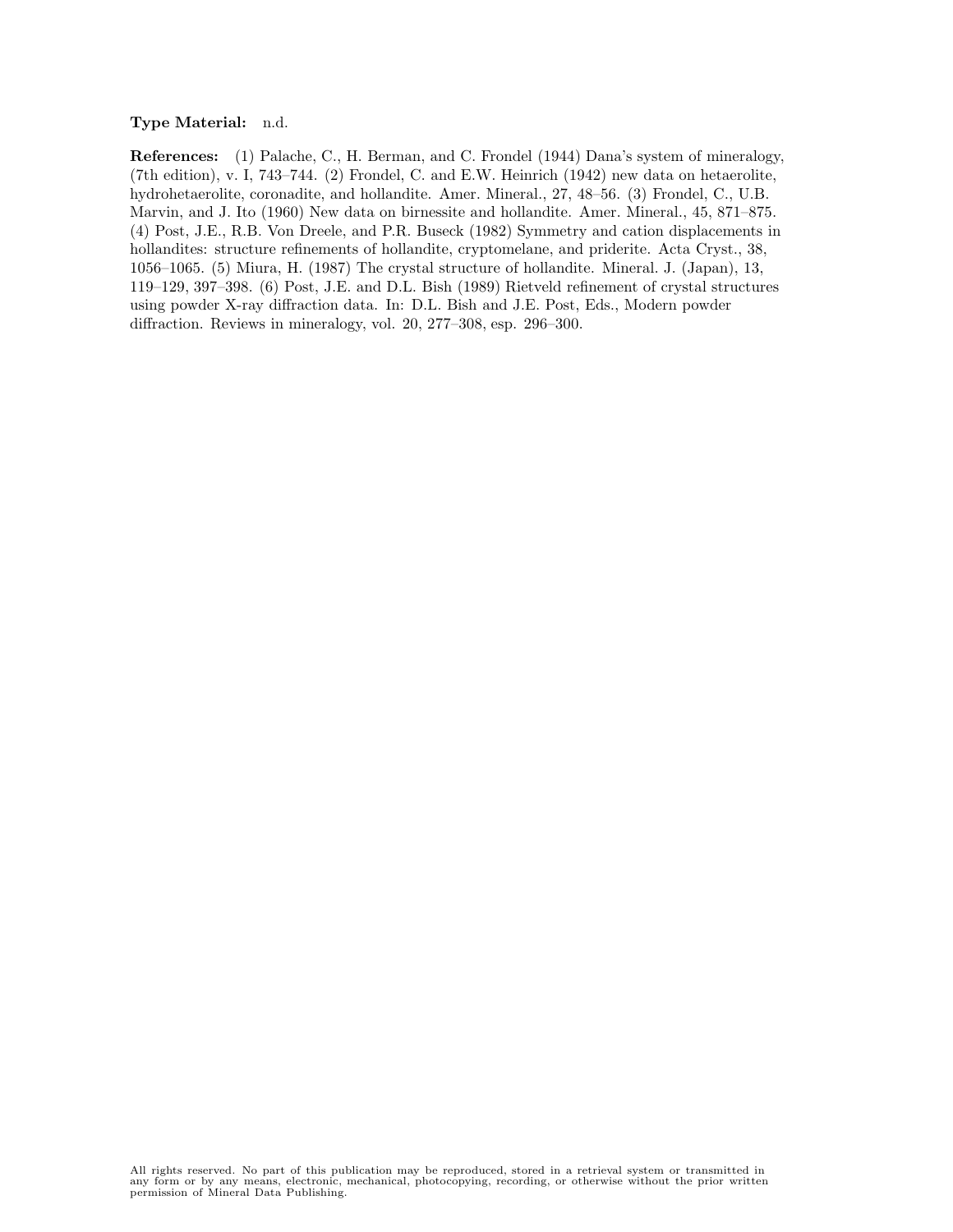**Type Material:** n.d.

**References:** (1) Palache, C., H. Berman, and C. Frondel (1944) Dana's system of mineralogy, (7th edition), v. I, 743–744. (2) Frondel, C. and E.W. Heinrich (1942) new data on hetaerolite, hydrohetaerolite, coronadite, and hollandite. Amer. Mineral., 27, 48–56. (3) Frondel, C., U.B. Marvin, and J. Ito (1960) New data on birnessite and hollandite. Amer. Mineral., 45, 871–875. (4) Post, J.E., R.B. Von Dreele, and P.R. Buseck (1982) Symmetry and cation displacements in hollandites: structure refinements of hollandite, cryptomelane, and priderite. Acta Cryst., 38, 1056–1065. (5) Miura, H. (1987) The crystal structure of hollandite. Mineral. J. (Japan), 13, 119–129, 397–398. (6) Post, J.E. and D.L. Bish (1989) Rietveld refinement of crystal structures using powder X-ray diffraction data. In: D.L. Bish and J.E. Post, Eds., Modern powder diffraction. Reviews in mineralogy, vol. 20, 277–308, esp. 296–300.

All rights reserved. No part of this publication may be reproduced, stored in a retrieval system or transmitted in any form or by any means, electronic, mechanical, photocopying, recording, or otherwise without the prior written permission of Mineral Data Publishing.